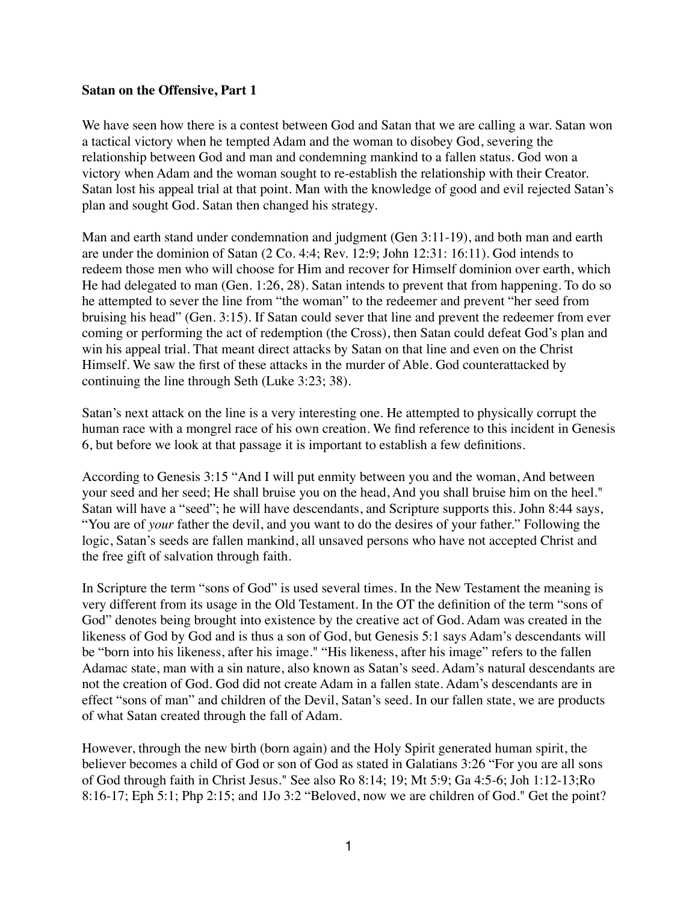**Satan on the Offensive, Part 1**

We have seen how there is a contest between God and Satan that we are calling a war. Satan won a tactical victory when he tempted Adam and the woman to disobey God, severing the relationship between God and man and condemning mankind to a fallen status. God won a victory when Adam and the woman sought to re-establish the relationship with their Creator. Satan lost his appeal trial at that point. Man with the knowledge of good and evil rejected Satan's plan and sought God. Satan then changed his strategy.

Man and earth stand under condemnation and judgment (Gen 3:11-19), and both man and earth are under the dominion of Satan (2 Co. 4:4; Rev. 12:9; John 12:31: 16:11). God intends to redeem those men who will choose for Him and recover for Himself dominion over earth, which He had delegated to man (Gen. 1:26, 28). Satan intends to prevent that from happening. To do so he attempted to sever the line from "the woman" to the redeemer and prevent "her seed from bruising his head" (Gen. 3:15). If Satan could sever that line and prevent the redeemer from ever coming or performing the act of redemption (the Cross), then Satan could defeat God's plan and win his appeal trial. That meant direct attacks by Satan on that line and even on the Christ Himself. We saw the first of these attacks in the murder of Able. God counterattacked by continuing the line through Seth (Luke 3:23; 38).

Satan's next attack on the line is a very interesting one. He attempted to physically corrupt the human race with a mongrel race of his own creation. We find reference to this incident in Genesis 6, but before we look at that passage it is important to establish a few definitions.

According to Genesis 3:15 "And I will put enmity between you and the woman, And between your seed and her seed; He shall bruise you on the head, And you shall bruise him on the heel." Satan will have a "seed"; he will have descendants, and Scripture supports this. John 8:44 says, "You are of *your* father the devil, and you want to do the desires of your father." Following the logic, Satan's seeds are fallen mankind, all unsaved persons who have not accepted Christ and the free gift of salvation through faith.

In Scripture the term "sons of God" is used several times. In the New Testament the meaning is very different from its usage in the Old Testament. In the OT the definition of the term "sons of God" denotes being brought into existence by the creative act of God. Adam was created in the likeness of God by God and is thus a son of God, but Genesis 5:1 says Adam's descendants will be "born into his likeness, after his image." "His likeness, after his image" refers to the fallen Adamac state, man with a sin nature, also known as Satan's seed. Adam's natural descendants are not the creation of God. God did not create Adam in a fallen state. Adam's descendants are in effect "sons of man" and children of the Devil, Satan's seed. In our fallen state, we are products of what Satan created through the fall of Adam.

However, through the new birth (born again) and the Holy Spirit generated human spirit, the believer becomes a child of God or son of God as stated in Galatians 3:26 "For you are all sons of God through faith in Christ Jesus." See also Ro 8:14; 19; Mt 5:9; Ga 4:5-6; Joh 1:12-13;Ro 8:16-17; Eph 5:1; Php 2:15; and 1Jo 3:2 "Beloved, now we are children of God." Get the point?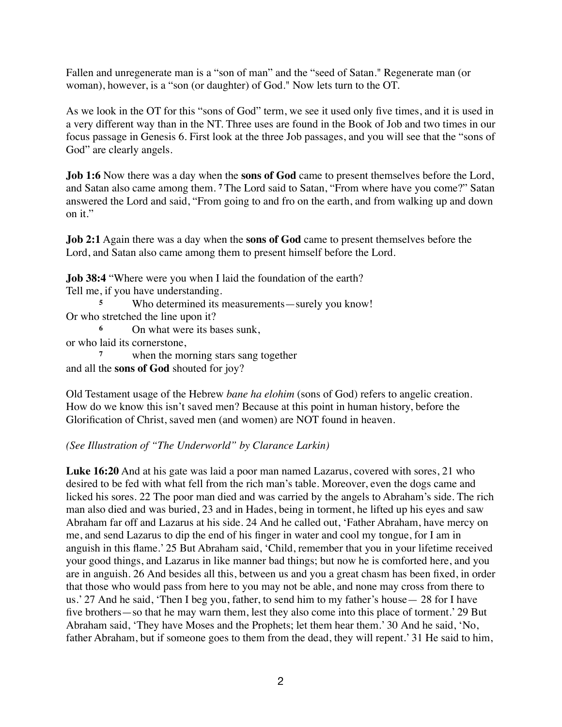Fallen and unregenerate man is a "son of man" and the "seed of Satan." Regenerate man (or woman), however, is a "son (or daughter) of God." Now lets turn to the OT.

As we look in the OT for this "sons of God" term, we see it used only five times, and it is used in a very different way than in the NT. Three uses are found in the Book of Job and two times in our focus passage in Genesis 6. First look at the three Job passages, and you will see that the "sons of God" are clearly angels.

**Job 1:6** Now there was a day when the **sons of God** came to present themselves before the Lord, and Satan also came among them. **7** The Lord said to Satan, "From where have you come?" Satan answered the Lord and said, "From going to and fro on the earth, and from walking up and down on it."

**Job 2:1** Again there was a day when the **sons of God** came to present themselves before the Lord, and Satan also came among them to present himself before the Lord.

**Job 38:4** "Where were you when I laid the foundation of the earth?
Tell me, if you have understanding.
**5** Who determined its measurements—surely you know!
Or who stretched the line upon it?
**6** On what were its bases sunk,
or who laid its cornerstone,
**7** when the morning stars sang together
and all the **sons of God** shouted for joy?

Old Testament usage of the Hebrew *bane ha elohim* (sons of God) refers to angelic creation. How do we know this isn't saved men? Because at this point in human history, before the Glorification of Christ, saved men (and women) are NOT found in heaven.

*(See Illustration of "The Underworld" by Clarance Larkin)*

**Luke 16:20** And at his gate was laid a poor man named Lazarus, covered with sores, 21 who desired to be fed with what fell from the rich man's table. Moreover, even the dogs came and licked his sores. 22 The poor man died and was carried by the angels to Abraham's side. The rich man also died and was buried, 23 and in Hades, being in torment, he lifted up his eyes and saw Abraham far off and Lazarus at his side. 24 And he called out, 'Father Abraham, have mercy on me, and send Lazarus to dip the end of his finger in water and cool my tongue, for I am in anguish in this flame.' 25 But Abraham said, 'Child, remember that you in your lifetime received your good things, and Lazarus in like manner bad things; but now he is comforted here, and you are in anguish. 26 And besides all this, between us and you a great chasm has been fixed, in order that those who would pass from here to you may not be able, and none may cross from there to us.' 27 And he said, 'Then I beg you, father, to send him to my father's house— 28 for I have five brothers—so that he may warn them, lest they also come into this place of torment.' 29 But Abraham said, 'They have Moses and the Prophets; let them hear them.' 30 And he said, 'No, father Abraham, but if someone goes to them from the dead, they will repent.' 31 He said to him,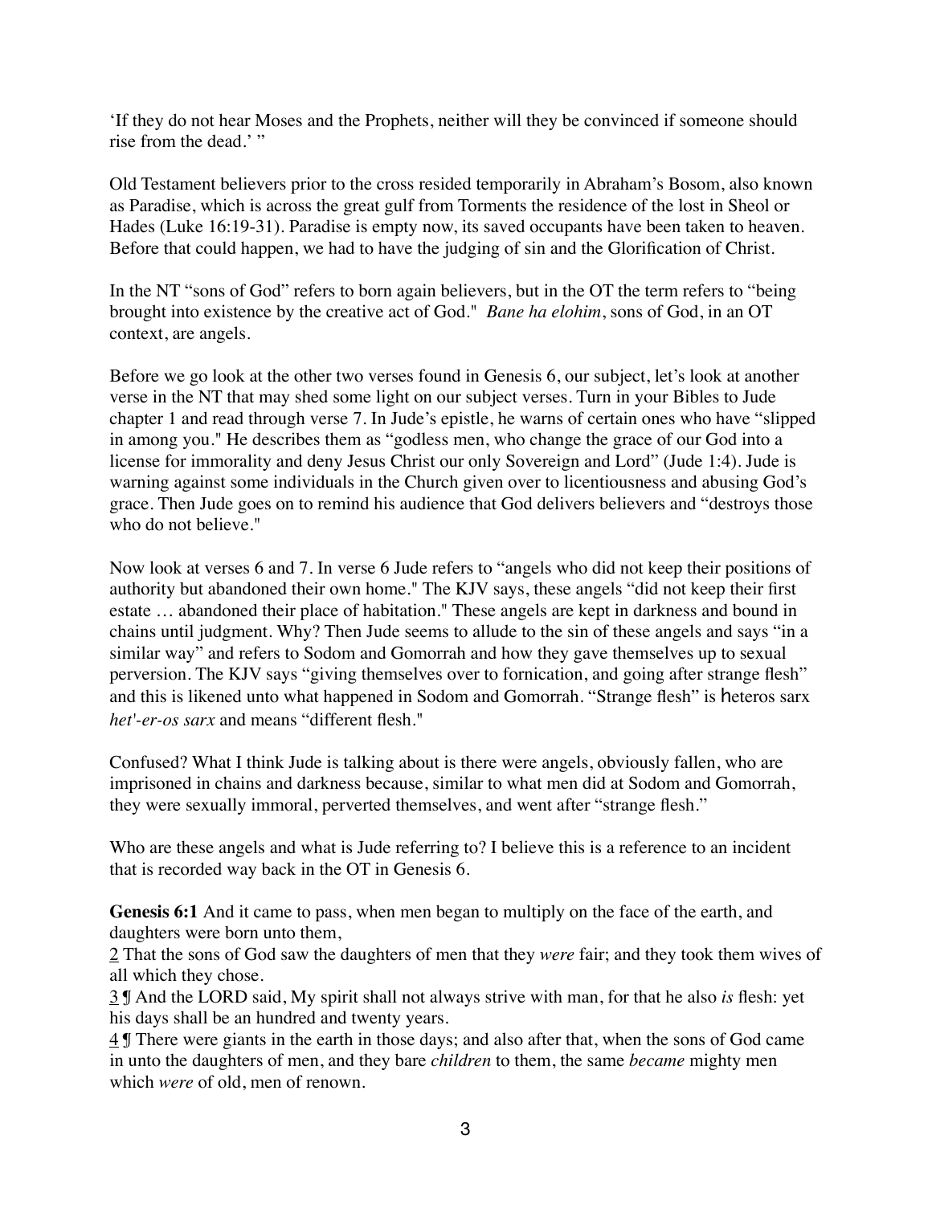'If they do not hear Moses and the Prophets, neither will they be convinced if someone should rise from the dead.' "

Old Testament believers prior to the cross resided temporarily in Abraham's Bosom, also known as Paradise, which is across the great gulf from Torments the residence of the lost in Sheol or Hades (Luke 16:19-31). Paradise is empty now, its saved occupants have been taken to heaven. Before that could happen, we had to have the judging of sin and the Glorification of Christ.

In the NT "sons of God" refers to born again believers, but in the OT the term refers to "being brought into existence by the creative act of God." *Bane ha elohim*, sons of God, in an OT context, are angels.

Before we go look at the other two verses found in Genesis 6, our subject, let's look at another verse in the NT that may shed some light on our subject verses. Turn in your Bibles to Jude chapter 1 and read through verse 7. In Jude's epistle, he warns of certain ones who have "slipped in among you." He describes them as "godless men, who change the grace of our God into a license for immorality and deny Jesus Christ our only Sovereign and Lord" (Jude 1:4). Jude is warning against some individuals in the Church given over to licentiousness and abusing God's grace. Then Jude goes on to remind his audience that God delivers believers and "destroys those who do not believe."

Now look at verses 6 and 7. In verse 6 Jude refers to "angels who did not keep their positions of authority but abandoned their own home." The KJV says, these angels "did not keep their first estate … abandoned their place of habitation." These angels are kept in darkness and bound in chains until judgment. Why? Then Jude seems to allude to the sin of these angels and says "in a similar way" and refers to Sodom and Gomorrah and how they gave themselves up to sexual perversion. The KJV says "giving themselves over to fornication, and going after strange flesh" and this is likened unto what happened in Sodom and Gomorrah. "Strange flesh" is heteros sarx *het'-er-os sarx* and means "different flesh."

Confused? What I think Jude is talking about is there were angels, obviously fallen, who are imprisoned in chains and darkness because, similar to what men did at Sodom and Gomorrah, they were sexually immoral, perverted themselves, and went after "strange flesh."

Who are these angels and what is Jude referring to? I believe this is a reference to an incident that is recorded way back in the OT in Genesis 6.

**Genesis 6:1** And it came to pass, when men began to multiply on the face of the earth, and daughters were born unto them,
2 That the sons of God saw the daughters of men that they *were* fair; and they took them wives of all which they chose.
3 ¶ And the LORD said, My spirit shall not always strive with man, for that he also *is* flesh: yet his days shall be an hundred and twenty years.
4 ¶ There were giants in the earth in those days; and also after that, when the sons of God came in unto the daughters of men, and they bare *children* to them, the same *became* mighty men which *were* of old, men of renown.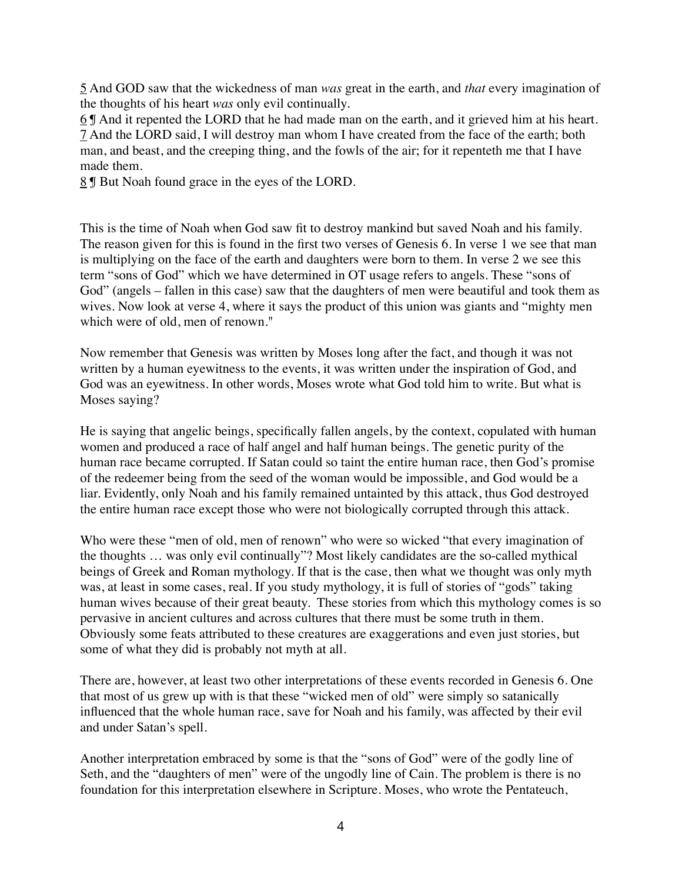5 And GOD saw that the wickedness of man *was* great in the earth, and *that* every imagination of the thoughts of his heart *was* only evil continually.
6 ¶ And it repented the LORD that he had made man on the earth, and it grieved him at his heart.
7 And the LORD said, I will destroy man whom I have created from the face of the earth; both man, and beast, and the creeping thing, and the fowls of the air; for it repenteth me that I have made them.
8 ¶ But Noah found grace in the eyes of the LORD.

This is the time of Noah when God saw fit to destroy mankind but saved Noah and his family. The reason given for this is found in the first two verses of Genesis 6. In verse 1 we see that man is multiplying on the face of the earth and daughters were born to them. In verse 2 we see this term "sons of God" which we have determined in OT usage refers to angels. These "sons of God" (angels – fallen in this case) saw that the daughters of men were beautiful and took them as wives. Now look at verse 4, where it says the product of this union was giants and "mighty men which were of old, men of renown."

Now remember that Genesis was written by Moses long after the fact, and though it was not written by a human eyewitness to the events, it was written under the inspiration of God, and God was an eyewitness. In other words, Moses wrote what God told him to write. But what is Moses saying?

He is saying that angelic beings, specifically fallen angels, by the context, copulated with human women and produced a race of half angel and half human beings. The genetic purity of the human race became corrupted. If Satan could so taint the entire human race, then God's promise of the redeemer being from the seed of the woman would be impossible, and God would be a liar. Evidently, only Noah and his family remained untainted by this attack, thus God destroyed the entire human race except those who were not biologically corrupted through this attack.

Who were these "men of old, men of renown" who were so wicked "that every imagination of the thoughts … was only evil continually"? Most likely candidates are the so-called mythical beings of Greek and Roman mythology. If that is the case, then what we thought was only myth was, at least in some cases, real. If you study mythology, it is full of stories of "gods" taking human wives because of their great beauty. These stories from which this mythology comes is so pervasive in ancient cultures and across cultures that there must be some truth in them. Obviously some feats attributed to these creatures are exaggerations and even just stories, but some of what they did is probably not myth at all.

There are, however, at least two other interpretations of these events recorded in Genesis 6. One that most of us grew up with is that these "wicked men of old" were simply so satanically influenced that the whole human race, save for Noah and his family, was affected by their evil and under Satan's spell.

Another interpretation embraced by some is that the "sons of God" were of the godly line of Seth, and the "daughters of men" were of the ungodly line of Cain. The problem is there is no foundation for this interpretation elsewhere in Scripture. Moses, who wrote the Pentateuch,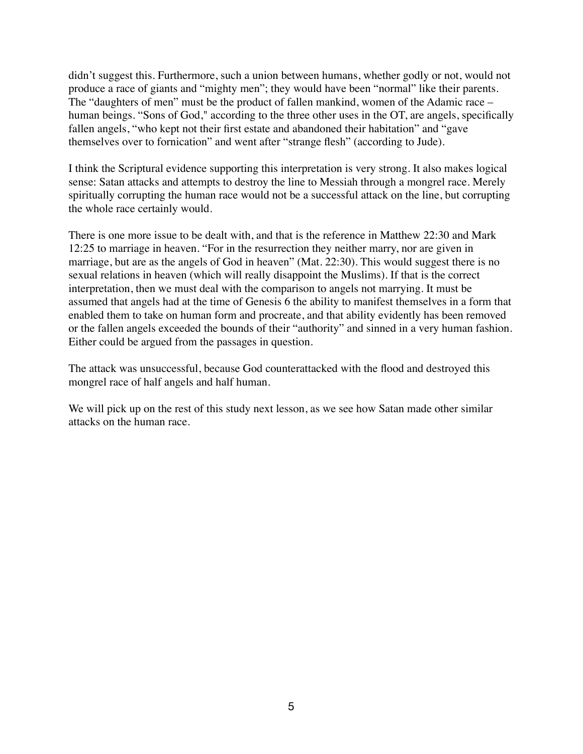didn't suggest this. Furthermore, such a union between humans, whether godly or not, would not produce a race of giants and "mighty men"; they would have been "normal" like their parents. The "daughters of men" must be the product of fallen mankind, women of the Adamic race – human beings. "Sons of God," according to the three other uses in the OT, are angels, specifically fallen angels, "who kept not their first estate and abandoned their habitation" and "gave themselves over to fornication" and went after "strange flesh" (according to Jude).

I think the Scriptural evidence supporting this interpretation is very strong. It also makes logical sense: Satan attacks and attempts to destroy the line to Messiah through a mongrel race. Merely spiritually corrupting the human race would not be a successful attack on the line, but corrupting the whole race certainly would.

There is one more issue to be dealt with, and that is the reference in Matthew 22:30 and Mark 12:25 to marriage in heaven. "For in the resurrection they neither marry, nor are given in marriage, but are as the angels of God in heaven" (Mat. 22:30). This would suggest there is no sexual relations in heaven (which will really disappoint the Muslims). If that is the correct interpretation, then we must deal with the comparison to angels not marrying. It must be assumed that angels had at the time of Genesis 6 the ability to manifest themselves in a form that enabled them to take on human form and procreate, and that ability evidently has been removed or the fallen angels exceeded the bounds of their "authority" and sinned in a very human fashion. Either could be argued from the passages in question.

The attack was unsuccessful, because God counterattacked with the flood and destroyed this mongrel race of half angels and half human.

We will pick up on the rest of this study next lesson, as we see how Satan made other similar attacks on the human race.